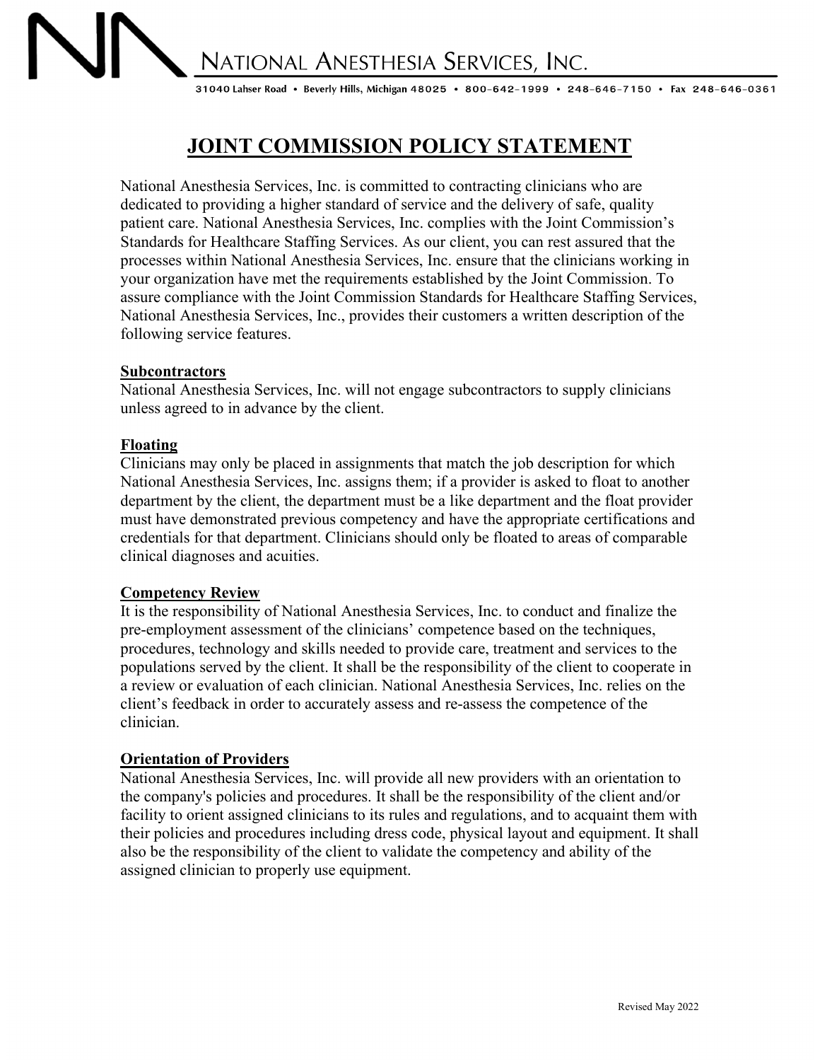# NATIONAL ANESTHESIA SERVICES, INC.

31040 Lahser Road • Beverly Hills, Michigan 48025 • 800-642-1999 • 248-646-7150 • Fax 248-646-0361

## JOINT COMMISSION POLICY STATEMENT

National Anesthesia Services, Inc. is committed to contracting clinicians who are dedicated to providing a higher standard of service and the delivery of safe, quality patient care. National Anesthesia Services, Inc. complies with the Joint Commission's Standards for Healthcare Staffing Services. As our client, you can rest assured that the processes within National Anesthesia Services, Inc. ensure that the clinicians working in your organization have met the requirements established by the Joint Commission. To assure compliance with the Joint Commission Standards for Healthcare Staffing Services, National Anesthesia Services, Inc., provides their customers a written description of the following service features.

### Subcontractors

National Anesthesia Services, Inc. will not engage subcontractors to supply clinicians unless agreed to in advance by the client.

### Floating

Clinicians may only be placed in assignments that match the job description for which National Anesthesia Services, Inc. assigns them; if a provider is asked to float to another department by the client, the department must be a like department and the float provider must have demonstrated previous competency and have the appropriate certifications and credentials for that department. Clinicians should only be floated to areas of comparable clinical diagnoses and acuities.

### Competency Review

It is the responsibility of National Anesthesia Services, Inc. to conduct and finalize the pre-employment assessment of the clinicians' competence based on the techniques, procedures, technology and skills needed to provide care, treatment and services to the populations served by the client. It shall be the responsibility of the client to cooperate in a review or evaluation of each clinician. National Anesthesia Services, Inc. relies on the client's feedback in order to accurately assess and re-assess the competence of the clinician.

### Orientation of Providers

National Anesthesia Services, Inc. will provide all new providers with an orientation to the company's policies and procedures. It shall be the responsibility of the client and/or facility to orient assigned clinicians to its rules and regulations, and to acquaint them with their policies and procedures including dress code, physical layout and equipment. It shall also be the responsibility of the client to validate the competency and ability of the assigned clinician to properly use equipment.

Revised May 2022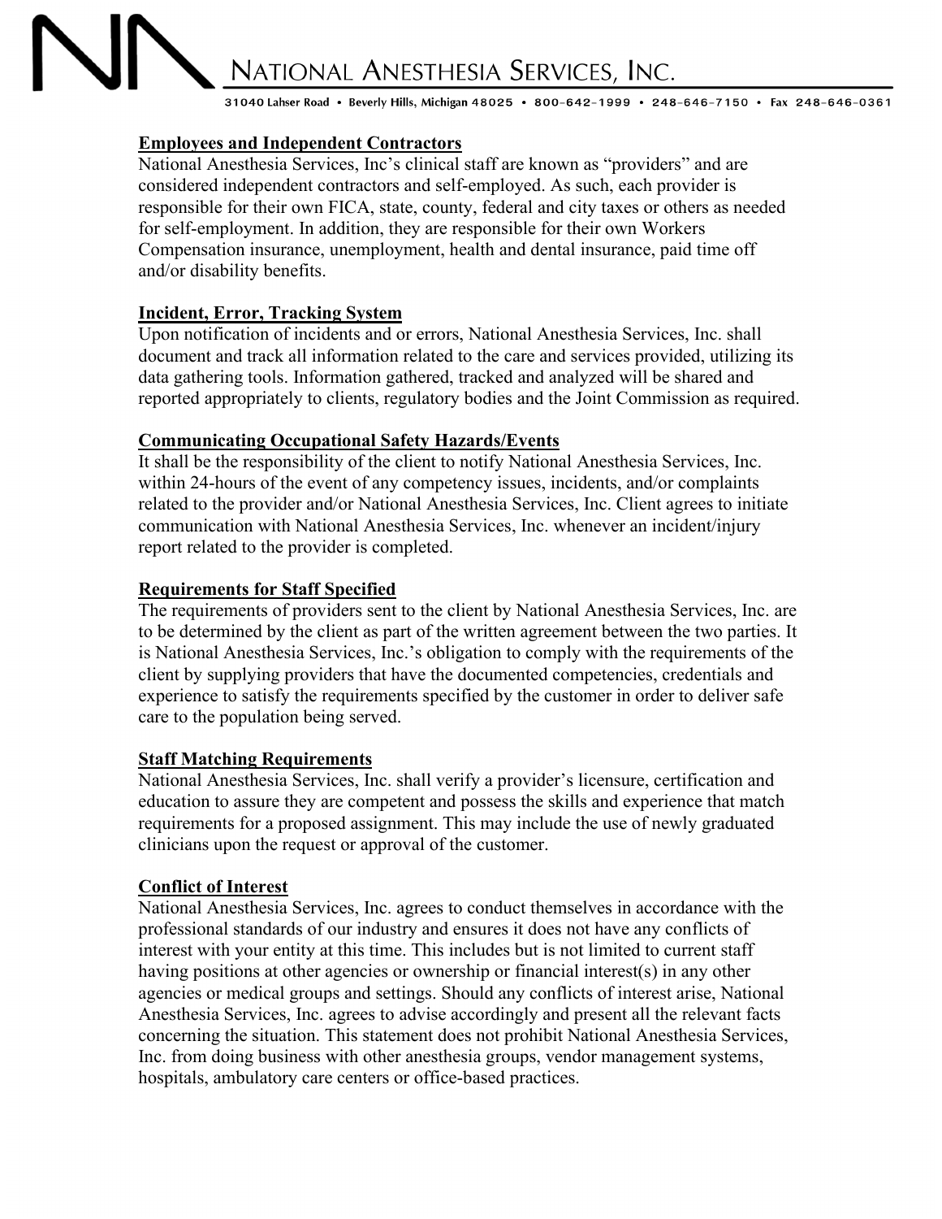### Employees and Independent Contractors

National Anesthesia Services, Inc's clinical staff are known as "providers" and are considered independent contractors and self-employed. As such, each provider is responsible for their own FICA, state, county, federal and city taxes or others as needed for self-employment. In addition, they are responsible for their own Workers Compensation insurance, unemployment, health and dental insurance, paid time off and/or disability benefits.

### Incident, Error, Tracking System

Upon notification of incidents and or errors, National Anesthesia Services, Inc. shall document and track all information related to the care and services provided, utilizing its data gathering tools. Information gathered, tracked and analyzed will be shared and reported appropriately to clients, regulatory bodies and the Joint Commission as required.

### Communicating Occupational Safety Hazards/Events

It shall be the responsibility of the client to notify National Anesthesia Services, Inc. within 24-hours of the event of any competency issues, incidents, and/or complaints related to the provider and/or National Anesthesia Services, Inc. Client agrees to initiate communication with National Anesthesia Services, Inc. whenever an incident/injury report related to the provider is completed.

### Requirements for Staff Specified

The requirements of providers sent to the client by National Anesthesia Services, Inc. are to be determined by the client as part of the written agreement between the two parties. It is National Anesthesia Services, Inc.'s obligation to comply with the requirements of the client by supplying providers that have the documented competencies, credentials and experience to satisfy the requirements specified by the customer in order to deliver safe care to the population being served.

### Staff Matching Requirements

National Anesthesia Services, Inc. shall verify a provider's licensure, certification and education to assure they are competent and possess the skills and experience that match requirements for a proposed assignment. This may include the use of newly graduated clinicians upon the request or approval of the customer.

### Conflict of Interest

National Anesthesia Services, Inc. agrees to conduct themselves in accordance with the professional standards of our industry and ensures it does not have any conflicts of interest with your entity at this time. This includes but is not limited to current staff having positions at other agencies or ownership or financial interest(s) in any other agencies or medical groups and settings. Should any conflicts of interest arise, National Anesthesia Services, Inc. agrees to advise accordingly and present all the relevant facts concerning the situation. This statement does not prohibit National Anesthesia Services, Inc. from doing business with other anesthesia groups, vendor management systems, hospitals, ambulatory care centers or office-based practices.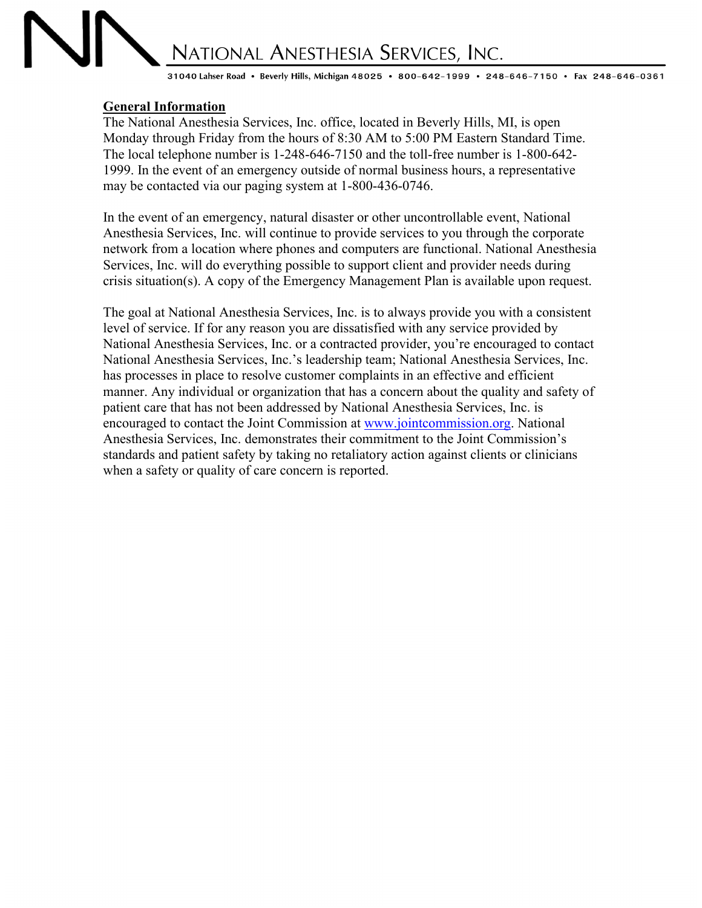**General Information**

The National Anesthesia Services, Inc. office, located in Beverly Hills, MI, is open Monday through Friday from the hours of 8:30 AM to 5:00 PM Eastern Standard Time. The local telephone number is 1-248-646-7150 and the toll-free number is 1-800-642-1999. In the event of an emergency outside of normal business hours, a representative may be contacted via our paging system at 1-800-436-0746.

In the event of an emergency, natural disaster or other uncontrollable event, National Anesthesia Services, Inc. will continue to provide services to you through the corporate network from a location where phones and computers are functional. National Anesthesia Services, Inc. will do everything possible to support client and provider needs during crisis situation(s). A copy of the Emergency Management Plan is available upon request.

The goal at National Anesthesia Services, Inc. is to always provide you with a consistent level of service. If for any reason you are dissatisfied with any service provided by National Anesthesia Services, Inc. or a contracted provider, you're encouraged to contact National Anesthesia Services, Inc.'s leadership team; National Anesthesia Services, Inc. has processes in place to resolve customer complaints in an effective and efficient manner. Any individual or organization that has a concern about the quality and safety of patient care that has not been addressed by National Anesthesia Services, Inc. is encouraged to contact the Joint Commission at www.jointcommission.org. National Anesthesia Services, Inc. demonstrates their commitment to the Joint Commission's standards and patient safety by taking no retaliatory action against clients or clinicians when a safety or quality of care concern is reported.